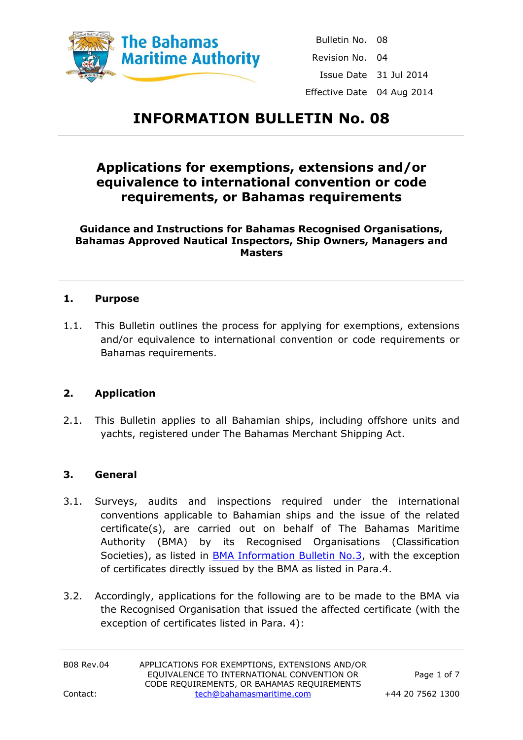The Bahamas Maritime Authority

| | |
|---|---|
| Bulletin No. | 08 |
| Revision No. | 04 |
| Issue Date | 31 Jul 2014 |
| Effective Date | 04 Aug 2014 |

# INFORMATION BULLETIN No. 08

## Applications for exemptions, extensions and/or equivalence to international convention or code requirements, or Bahamas requirements

**Guidance and Instructions for Bahamas Recognised Organisations, Bahamas Approved Nautical Inspectors, Ship Owners, Managers and Masters**

### 1. Purpose

1.1. This Bulletin outlines the process for applying for exemptions, extensions and/or equivalence to international convention or code requirements or Bahamas requirements.

### 2. Application

2.1. This Bulletin applies to all Bahamian ships, including offshore units and yachts, registered under The Bahamas Merchant Shipping Act.

### 3. General

3.1. Surveys, audits and inspections required under the international conventions applicable to Bahamian ships and the issue of the related certificate(s), are carried out on behalf of The Bahamas Maritime Authority (BMA) by its Recognised Organisations (Classification Societies), as listed in BMA Information Bulletin No.3, with the exception of certificates directly issued by the BMA as listed in Para.4.

3.2. Accordingly, applications for the following are to be made to the BMA via the Recognised Organisation that issued the affected certificate (with the exception of certificates listed in Para. 4):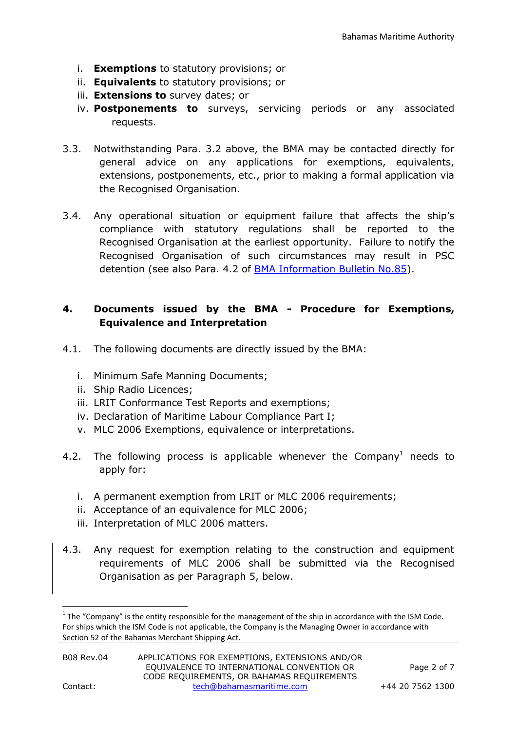i. **Exemptions** to statutory provisions; or
ii. **Equivalents** to statutory provisions; or
iii. **Extensions to** survey dates; or
iv. **Postponements to** surveys, servicing periods or any associated requests.

3.3. Notwithstanding Para. 3.2 above, the BMA may be contacted directly for general advice on any applications for exemptions, equivalents, extensions, postponements, etc., prior to making a formal application via the Recognised Organisation.

3.4. Any operational situation or equipment failure that affects the ship's compliance with statutory regulations shall be reported to the Recognised Organisation at the earliest opportunity. Failure to notify the Recognised Organisation of such circumstances may result in PSC detention (see also Para. 4.2 of BMA Information Bulletin No.85).

## 4. Documents issued by the BMA - Procedure for Exemptions, Equivalence and Interpretation

4.1. The following documents are directly issued by the BMA:

i. Minimum Safe Manning Documents;
ii. Ship Radio Licences;
iii. LRIT Conformance Test Reports and exemptions;
iv. Declaration of Maritime Labour Compliance Part I;
v. MLC 2006 Exemptions, equivalence or interpretations.

4.2. The following process is applicable whenever the Company[1] needs to apply for:

i. A permanent exemption from LRIT or MLC 2006 requirements;
ii. Acceptance of an equivalence for MLC 2006;
iii. Interpretation of MLC 2006 matters.

4.3. Any request for exemption relating to the construction and equipment requirements of MLC 2006 shall be submitted via the Recognised Organisation as per Paragraph 5, below.

[1] The "Company" is the entity responsible for the management of the ship in accordance with the ISM Code. For ships which the ISM Code is not applicable, the Company is the Managing Owner in accordance with Section 52 of the Bahamas Merchant Shipping Act.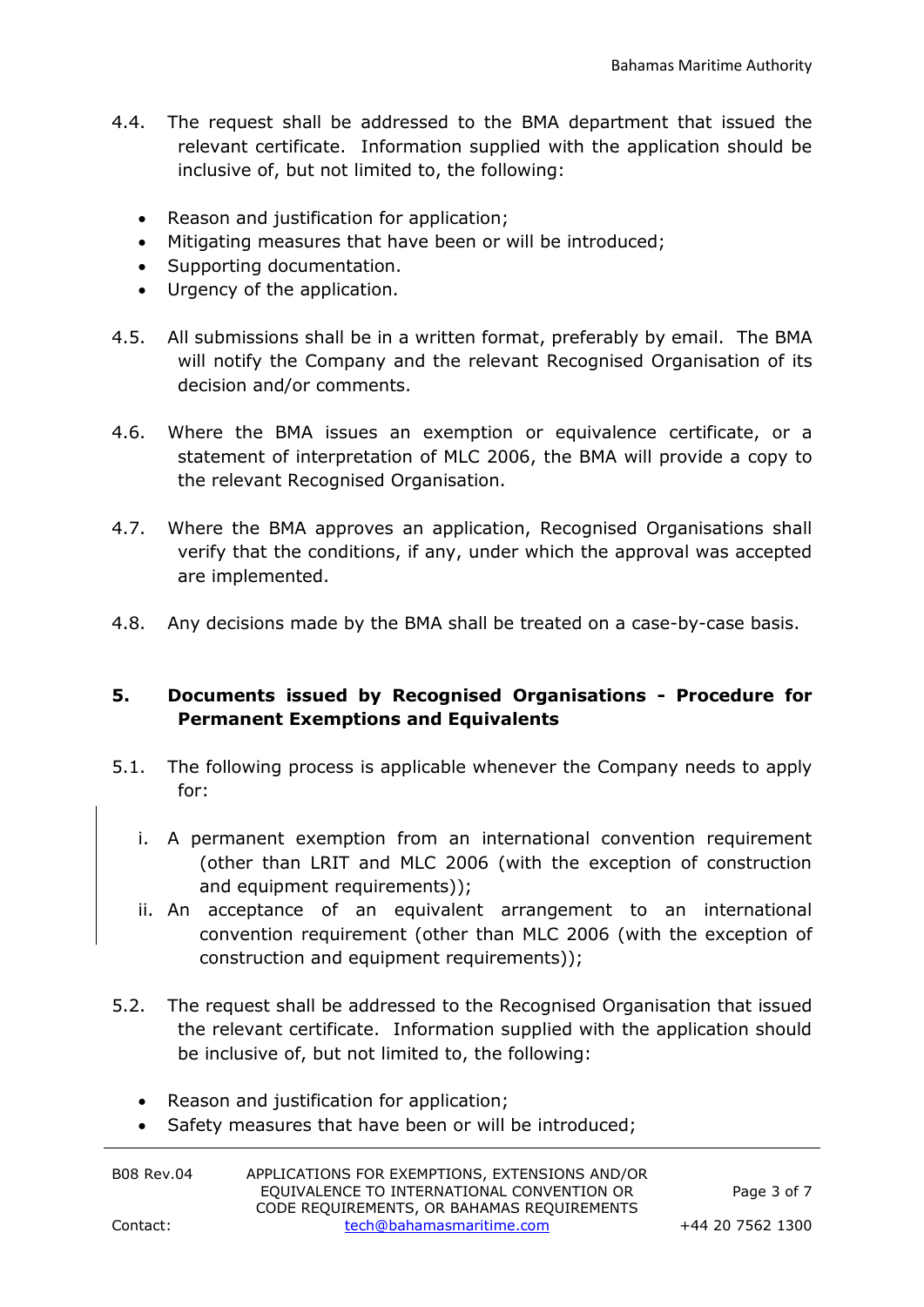4.4. The request shall be addressed to the BMA department that issued the relevant certificate. Information supplied with the application should be inclusive of, but not limited to, the following:

- Reason and justification for application;
- Mitigating measures that have been or will be introduced;
- Supporting documentation.
- Urgency of the application.

4.5. All submissions shall be in a written format, preferably by email. The BMA will notify the Company and the relevant Recognised Organisation of its decision and/or comments.

4.6. Where the BMA issues an exemption or equivalence certificate, or a statement of interpretation of MLC 2006, the BMA will provide a copy to the relevant Recognised Organisation.

4.7. Where the BMA approves an application, Recognised Organisations shall verify that the conditions, if any, under which the approval was accepted are implemented.

4.8. Any decisions made by the BMA shall be treated on a case-by-case basis.

## 5. Documents issued by Recognised Organisations - Procedure for Permanent Exemptions and Equivalents

5.1. The following process is applicable whenever the Company needs to apply for:

i. A permanent exemption from an international convention requirement (other than LRIT and MLC 2006 (with the exception of construction and equipment requirements));

ii. An acceptance of an equivalent arrangement to an international convention requirement (other than MLC 2006 (with the exception of construction and equipment requirements));

5.2. The request shall be addressed to the Recognised Organisation that issued the relevant certificate. Information supplied with the application should be inclusive of, but not limited to, the following:

- Reason and justification for application;
- Safety measures that have been or will be introduced;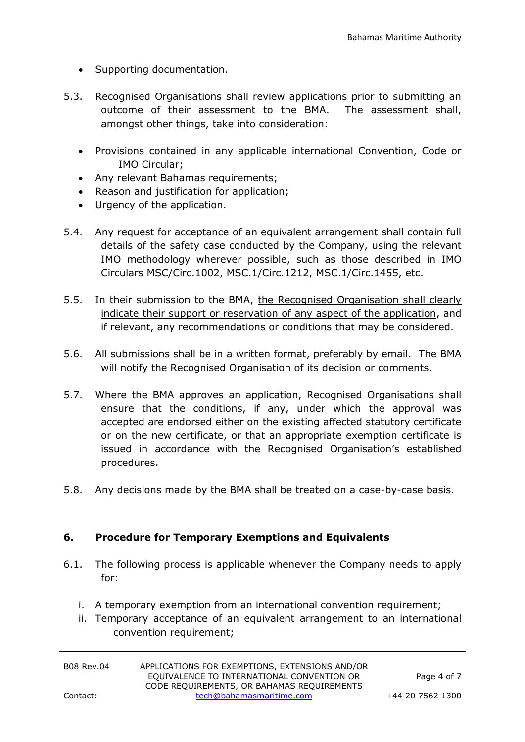- Supporting documentation.

5.3. <u>Recognised Organisations shall review applications prior to submitting an outcome of their assessment to the BMA</u>. The assessment shall, amongst other things, take into consideration:

- Provisions contained in any applicable international Convention, Code or IMO Circular;
- Any relevant Bahamas requirements;
- Reason and justification for application;
- Urgency of the application.

5.4. Any request for acceptance of an equivalent arrangement shall contain full details of the safety case conducted by the Company, using the relevant IMO methodology wherever possible, such as those described in IMO Circulars MSC/Circ.1002, MSC.1/Circ.1212, MSC.1/Circ.1455, etc.

5.5. In their submission to the BMA, <u>the Recognised Organisation shall clearly indicate their support or reservation of any aspect of the application</u>, and if relevant, any recommendations or conditions that may be considered.

5.6. All submissions shall be in a written format, preferably by email. The BMA will notify the Recognised Organisation of its decision or comments.

5.7. Where the BMA approves an application, Recognised Organisations shall ensure that the conditions, if any, under which the approval was accepted are endorsed either on the existing affected statutory certificate or on the new certificate, or that an appropriate exemption certificate is issued in accordance with the Recognised Organisation's established procedures.

5.8. Any decisions made by the BMA shall be treated on a case-by-case basis.

## 6. Procedure for Temporary Exemptions and Equivalents

6.1. The following process is applicable whenever the Company needs to apply for:

i. A temporary exemption from an international convention requirement;
ii. Temporary acceptance of an equivalent arrangement to an international convention requirement;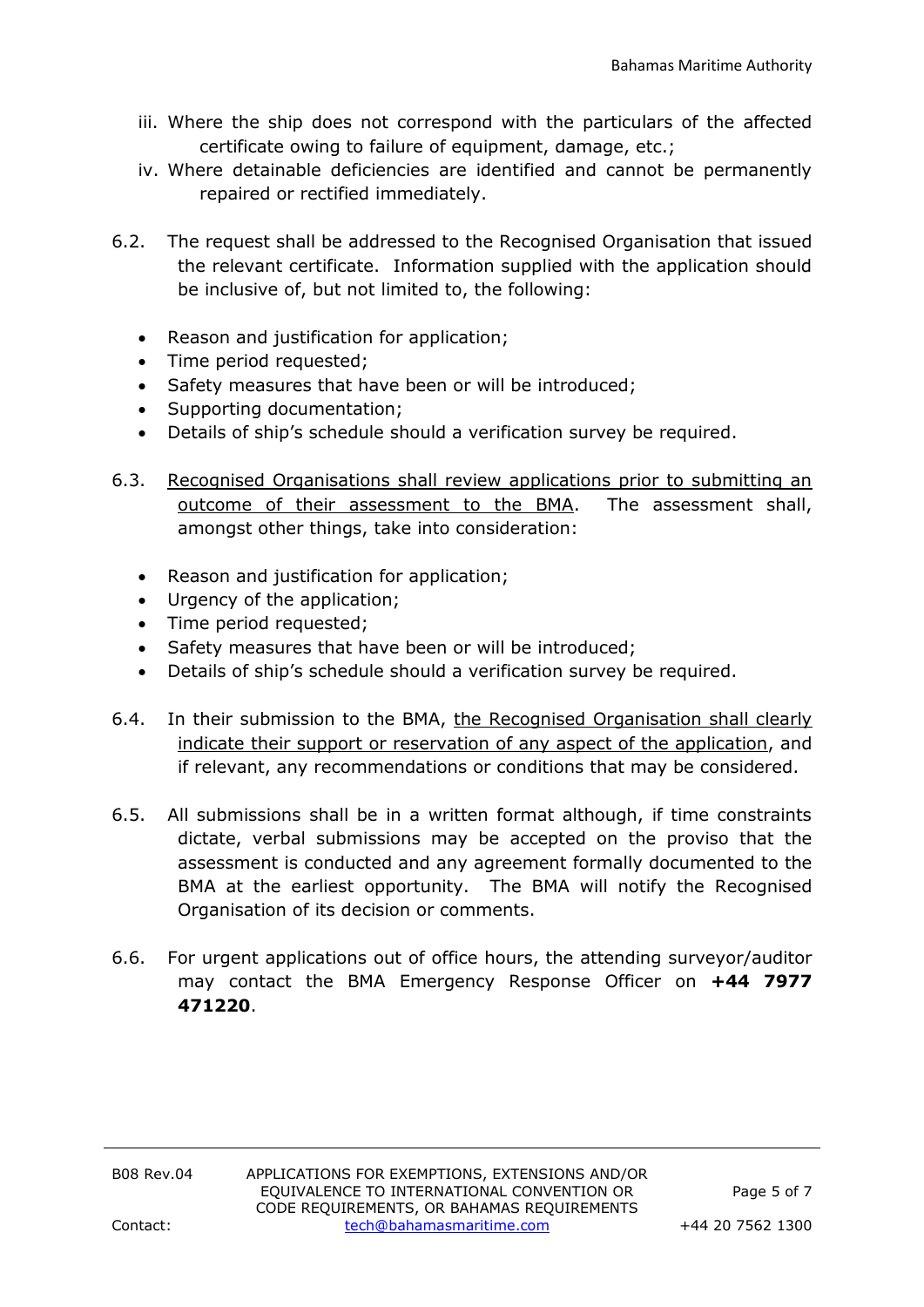iii. Where the ship does not correspond with the particulars of the affected certificate owing to failure of equipment, damage, etc.;

iv. Where detainable deficiencies are identified and cannot be permanently repaired or rectified immediately.

6.2. The request shall be addressed to the Recognised Organisation that issued the relevant certificate. Information supplied with the application should be inclusive of, but not limited to, the following:

- Reason and justification for application;
- Time period requested;
- Safety measures that have been or will be introduced;
- Supporting documentation;
- Details of ship's schedule should a verification survey be required.

6.3. <u>Recognised Organisations shall review applications prior to submitting an outcome of their assessment to the BMA</u>. The assessment shall, amongst other things, take into consideration:

- Reason and justification for application;
- Urgency of the application;
- Time period requested;
- Safety measures that have been or will be introduced;
- Details of ship's schedule should a verification survey be required.

6.4. In their submission to the BMA, <u>the Recognised Organisation shall clearly indicate their support or reservation of any aspect of the application</u>, and if relevant, any recommendations or conditions that may be considered.

6.5. All submissions shall be in a written format although, if time constraints dictate, verbal submissions may be accepted on the proviso that the assessment is conducted and any agreement formally documented to the BMA at the earliest opportunity. The BMA will notify the Recognised Organisation of its decision or comments.

6.6. For urgent applications out of office hours, the attending surveyor/auditor may contact the BMA Emergency Response Officer on **+44 7977 471220**.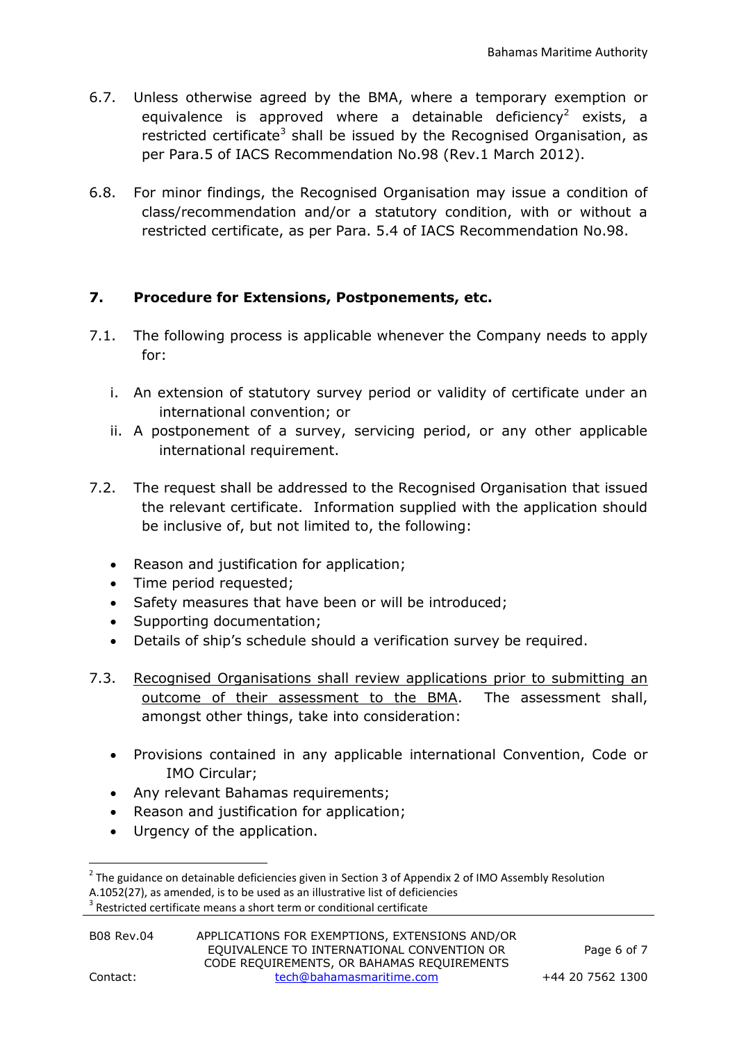6.7. Unless otherwise agreed by the BMA, where a temporary exemption or equivalence is approved where a detainable deficiency[2] exists, a restricted certificate[3] shall be issued by the Recognised Organisation, as per Para.5 of IACS Recommendation No.98 (Rev.1 March 2012).

6.8. For minor findings, the Recognised Organisation may issue a condition of class/recommendation and/or a statutory condition, with or without a restricted certificate, as per Para. 5.4 of IACS Recommendation No.98.

## 7. Procedure for Extensions, Postponements, etc.

7.1. The following process is applicable whenever the Company needs to apply for:

i. An extension of statutory survey period or validity of certificate under an international convention; or

ii. A postponement of a survey, servicing period, or any other applicable international requirement.

7.2. The request shall be addressed to the Recognised Organisation that issued the relevant certificate. Information supplied with the application should be inclusive of, but not limited to, the following:

- Reason and justification for application;
- Time period requested;
- Safety measures that have been or will be introduced;
- Supporting documentation;
- Details of ship's schedule should a verification survey be required.

7.3. <u>Recognised Organisations shall review applications prior to submitting an outcome of their assessment to the BMA</u>. The assessment shall, amongst other things, take into consideration:

- Provisions contained in any applicable international Convention, Code or IMO Circular;
- Any relevant Bahamas requirements;
- Reason and justification for application;
- Urgency of the application.

---

[2] The guidance on detainable deficiencies given in Section 3 of Appendix 2 of IMO Assembly Resolution A.1052(27), as amended, is to be used as an illustrative list of deficiencies

[3] Restricted certificate means a short term or conditional certificate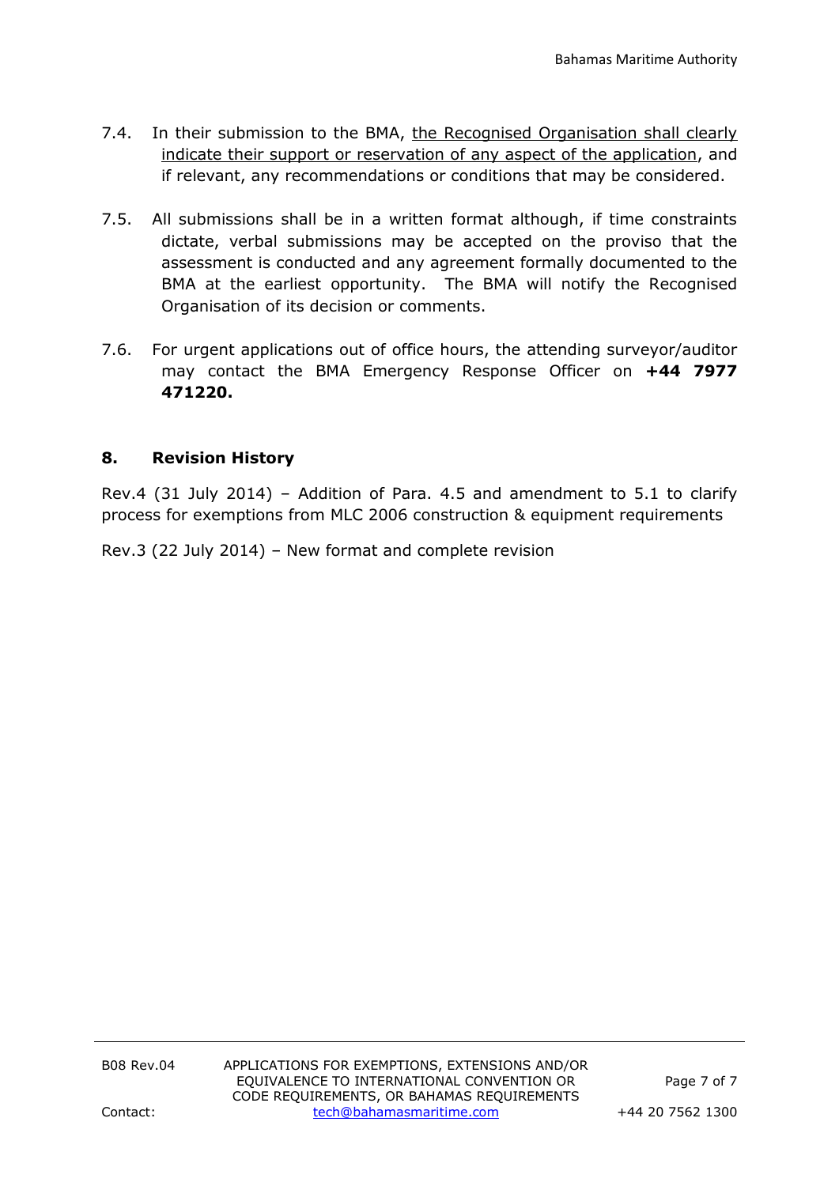7.4. In their submission to the BMA, the Recognised Organisation shall clearly indicate their support or reservation of any aspect of the application, and if relevant, any recommendations or conditions that may be considered.

7.5. All submissions shall be in a written format although, if time constraints dictate, verbal submissions may be accepted on the proviso that the assessment is conducted and any agreement formally documented to the BMA at the earliest opportunity. The BMA will notify the Recognised Organisation of its decision or comments.

7.6. For urgent applications out of office hours, the attending surveyor/auditor may contact the BMA Emergency Response Officer on **+44 7977 471220.**

## 8. Revision History

Rev.4 (31 July 2014) – Addition of Para. 4.5 and amendment to 5.1 to clarify process for exemptions from MLC 2006 construction & equipment requirements

Rev.3 (22 July 2014) – New format and complete revision